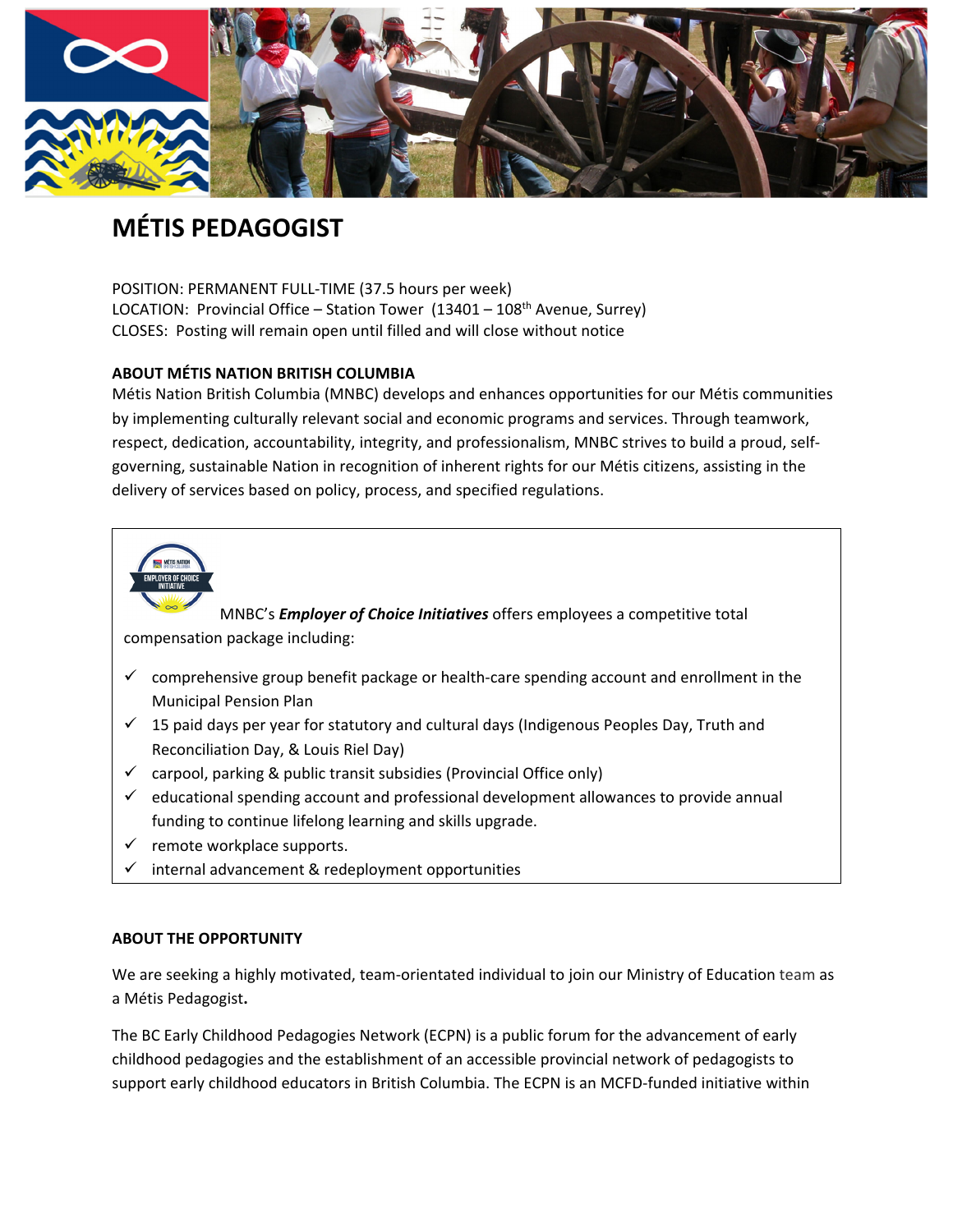# MÉTIS PEDAGOGIST

POSITION: PERMANENT FULL-TIME (37.5 hours per week)
LOCATION: Provincial Office – Station Tower (13401 – 108th Avenue, Surrey)
CLOSES: Posting will remain open until filled and will close without notice

**ABOUT MÉTIS NATION BRITISH COLUMBIA**

Métis Nation British Columbia (MNBC) develops and enhances opportunities for our Métis communities by implementing culturally relevant social and economic programs and services. Through teamwork, respect, dedication, accountability, integrity, and professionalism, MNBC strives to build a proud, self-governing, sustainable Nation in recognition of inherent rights for our Métis citizens, assisting in the delivery of services based on policy, process, and specified regulations.

MNBC's ***Employer of Choice Initiatives*** offers employees a competitive total compensation package including:

- ✓ comprehensive group benefit package or health-care spending account and enrollment in the Municipal Pension Plan
- ✓ 15 paid days per year for statutory and cultural days (Indigenous Peoples Day, Truth and Reconciliation Day, & Louis Riel Day)
- ✓ carpool, parking & public transit subsidies (Provincial Office only)
- ✓ educational spending account and professional development allowances to provide annual funding to continue lifelong learning and skills upgrade.
- ✓ remote workplace supports.
- ✓ internal advancement & redeployment opportunities

**ABOUT THE OPPORTUNITY**

We are seeking a highly motivated, team-orientated individual to join our Ministry of Education team as a Métis Pedagogist**.**

The BC Early Childhood Pedagogies Network (ECPN) is a public forum for the advancement of early childhood pedagogies and the establishment of an accessible provincial network of pedagogists to support early childhood educators in British Columbia. The ECPN is an MCFD-funded initiative within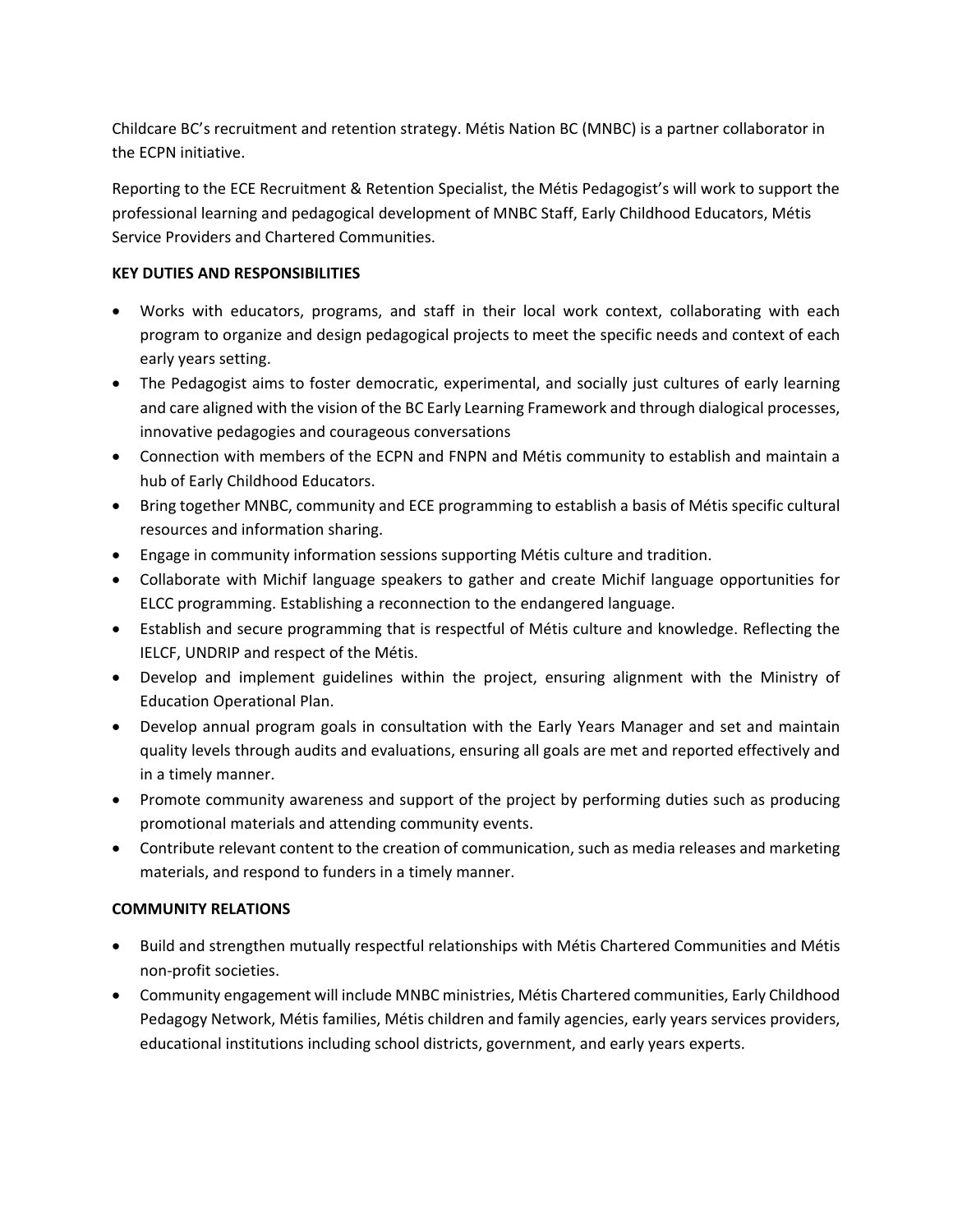Childcare BC's recruitment and retention strategy. Métis Nation BC (MNBC) is a partner collaborator in the ECPN initiative.

Reporting to the ECE Recruitment & Retention Specialist, the Métis Pedagogist's will work to support the professional learning and pedagogical development of MNBC Staff, Early Childhood Educators, Métis Service Providers and Chartered Communities.

**KEY DUTIES AND RESPONSIBILITIES**

- Works with educators, programs, and staff in their local work context, collaborating with each program to organize and design pedagogical projects to meet the specific needs and context of each early years setting.
- The Pedagogist aims to foster democratic, experimental, and socially just cultures of early learning and care aligned with the vision of the BC Early Learning Framework and through dialogical processes, innovative pedagogies and courageous conversations
- Connection with members of the ECPN and FNPN and Métis community to establish and maintain a hub of Early Childhood Educators.
- Bring together MNBC, community and ECE programming to establish a basis of Métis specific cultural resources and information sharing.
- Engage in community information sessions supporting Métis culture and tradition.
- Collaborate with Michif language speakers to gather and create Michif language opportunities for ELCC programming. Establishing a reconnection to the endangered language.
- Establish and secure programming that is respectful of Métis culture and knowledge. Reflecting the IELCF, UNDRIP and respect of the Métis.
- Develop and implement guidelines within the project, ensuring alignment with the Ministry of Education Operational Plan.
- Develop annual program goals in consultation with the Early Years Manager and set and maintain quality levels through audits and evaluations, ensuring all goals are met and reported effectively and in a timely manner.
- Promote community awareness and support of the project by performing duties such as producing promotional materials and attending community events.
- Contribute relevant content to the creation of communication, such as media releases and marketing materials, and respond to funders in a timely manner.

**COMMUNITY RELATIONS**

- Build and strengthen mutually respectful relationships with Métis Chartered Communities and Métis non-profit societies.
- Community engagement will include MNBC ministries, Métis Chartered communities, Early Childhood Pedagogy Network, Métis families, Métis children and family agencies, early years services providers, educational institutions including school districts, government, and early years experts.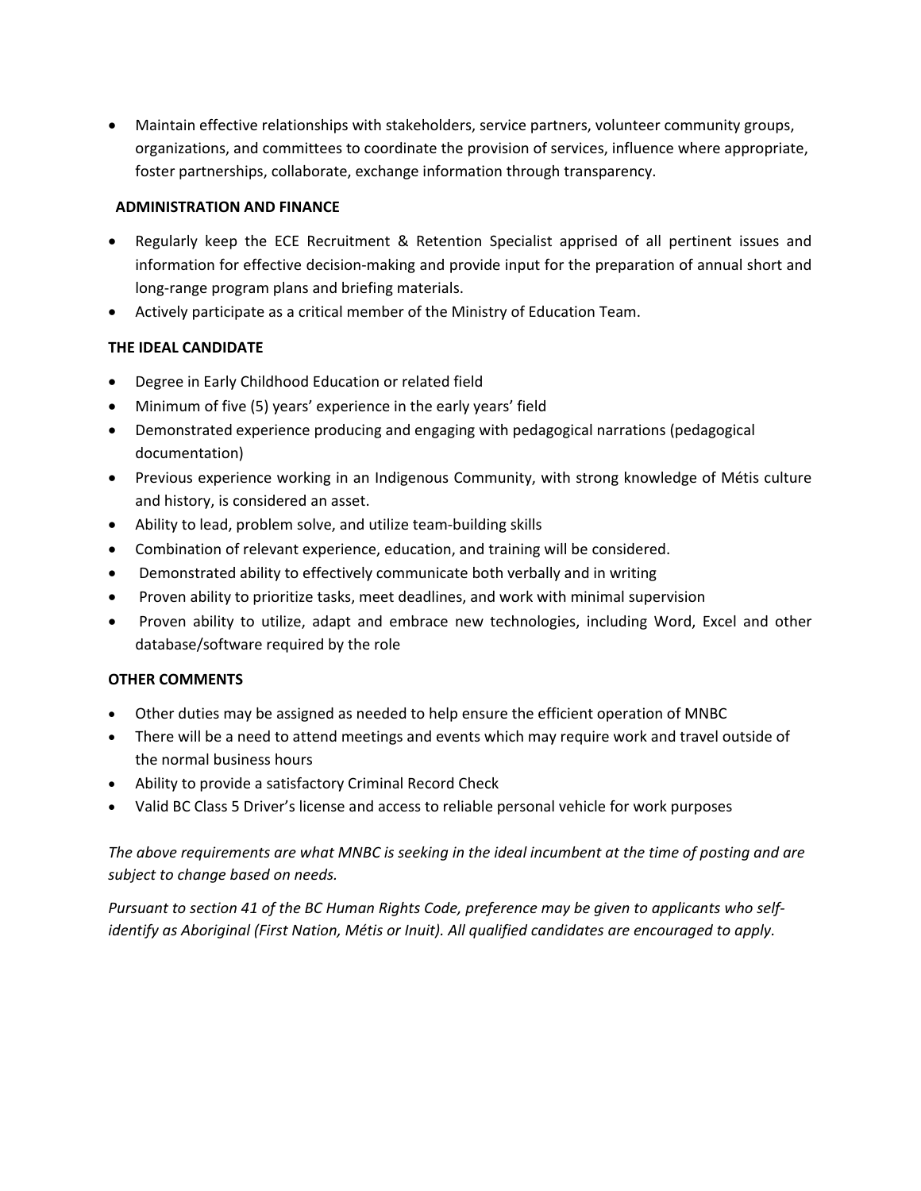- Maintain effective relationships with stakeholders, service partners, volunteer community groups, organizations, and committees to coordinate the provision of services, influence where appropriate, foster partnerships, collaborate, exchange information through transparency.

**ADMINISTRATION AND FINANCE**

- Regularly keep the ECE Recruitment & Retention Specialist apprised of all pertinent issues and information for effective decision-making and provide input for the preparation of annual short and long-range program plans and briefing materials.
- Actively participate as a critical member of the Ministry of Education Team.

**THE IDEAL CANDIDATE**

- Degree in Early Childhood Education or related field
- Minimum of five (5) years' experience in the early years' field
- Demonstrated experience producing and engaging with pedagogical narrations (pedagogical documentation)
- Previous experience working in an Indigenous Community, with strong knowledge of Métis culture and history, is considered an asset.
- Ability to lead, problem solve, and utilize team-building skills
- Combination of relevant experience, education, and training will be considered.
- Demonstrated ability to effectively communicate both verbally and in writing
- Proven ability to prioritize tasks, meet deadlines, and work with minimal supervision
- Proven ability to utilize, adapt and embrace new technologies, including Word, Excel and other database/software required by the role

**OTHER COMMENTS**

- Other duties may be assigned as needed to help ensure the efficient operation of MNBC
- There will be a need to attend meetings and events which may require work and travel outside of the normal business hours
- Ability to provide a satisfactory Criminal Record Check
- Valid BC Class 5 Driver's license and access to reliable personal vehicle for work purposes

*The above requirements are what MNBC is seeking in the ideal incumbent at the time of posting and are subject to change based on needs.*

*Pursuant to section 41 of the BC Human Rights Code, preference may be given to applicants who self-identify as Aboriginal (First Nation, Métis or Inuit). All qualified candidates are encouraged to apply.*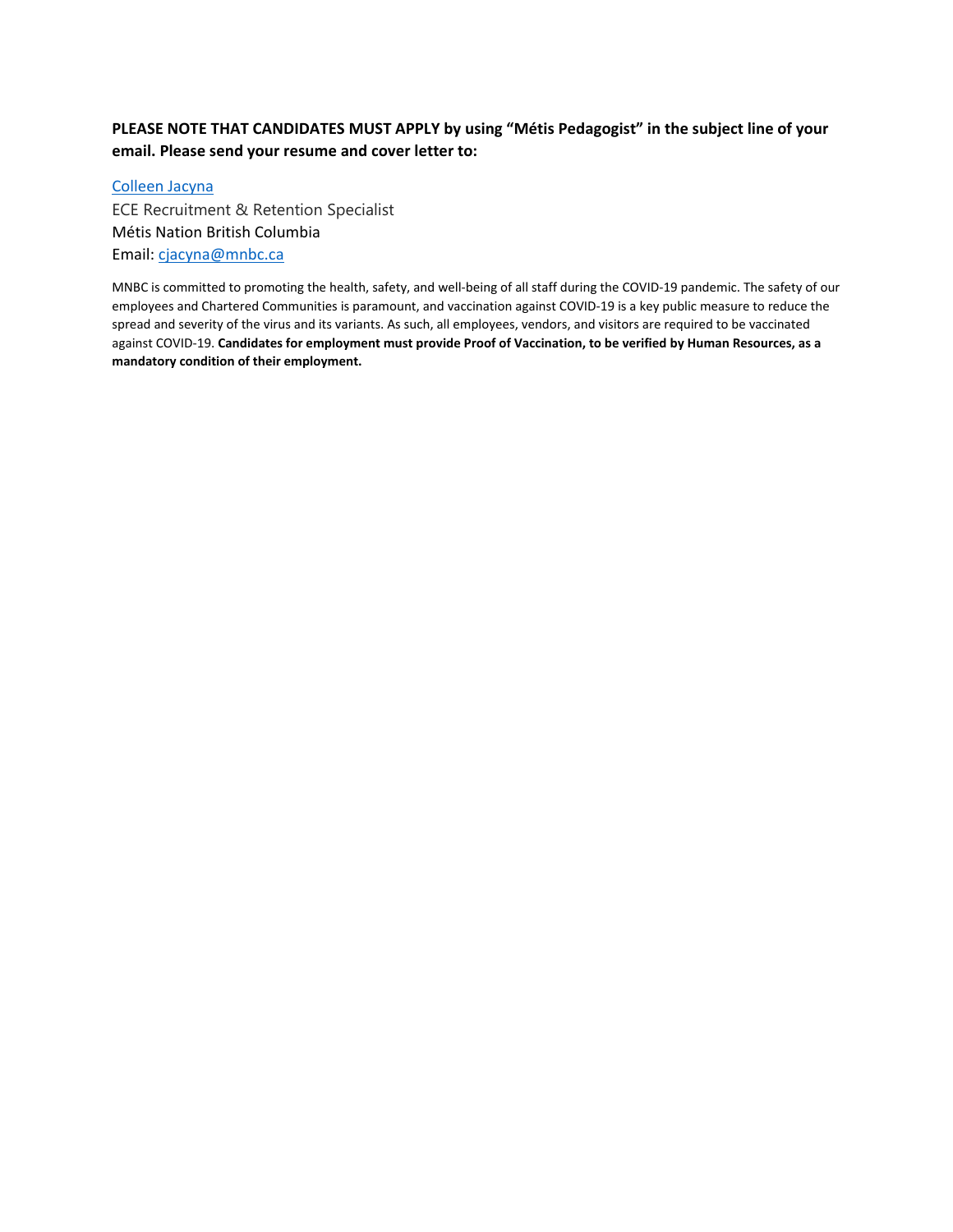**PLEASE NOTE THAT CANDIDATES MUST APPLY by using "Métis Pedagogist" in the subject line of your email. Please send your resume and cover letter to:**

Colleen Jacyna
ECE Recruitment & Retention Specialist
Métis Nation British Columbia
Email: cjacyna@mnbc.ca

MNBC is committed to promoting the health, safety, and well-being of all staff during the COVID-19 pandemic. The safety of our employees and Chartered Communities is paramount, and vaccination against COVID-19 is a key public measure to reduce the spread and severity of the virus and its variants. As such, all employees, vendors, and visitors are required to be vaccinated against COVID-19. **Candidates for employment must provide Proof of Vaccination, to be verified by Human Resources, as a mandatory condition of their employment.**